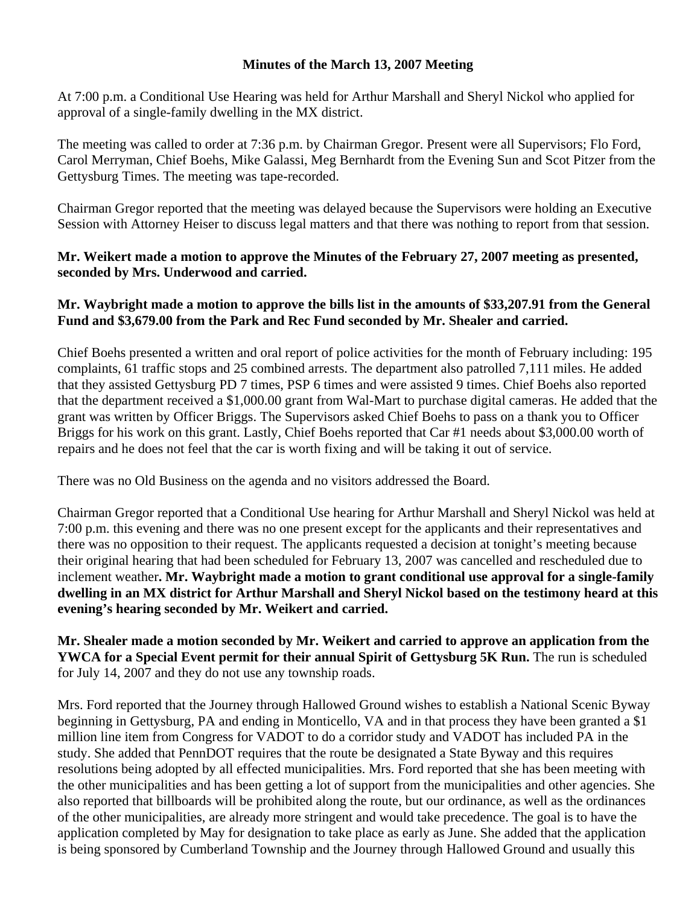**Minutes of the March 13, 2007 Meeting**

At 7:00 p.m. a Conditional Use Hearing was held for Arthur Marshall and Sheryl Nickol who applied for approval of a single-family dwelling in the MX district.

The meeting was called to order at 7:36 p.m. by Chairman Gregor. Present were all Supervisors; Flo Ford, Carol Merryman, Chief Boehs, Mike Galassi, Meg Bernhardt from the Evening Sun and Scot Pitzer from the Gettysburg Times. The meeting was tape-recorded.

Chairman Gregor reported that the meeting was delayed because the Supervisors were holding an Executive Session with Attorney Heiser to discuss legal matters and that there was nothing to report from that session.

**Mr. Weikert made a motion to approve the Minutes of the February 27, 2007 meeting as presented, seconded by Mrs. Underwood and carried.**

**Mr. Waybright made a motion to approve the bills list in the amounts of $33,207.91 from the General Fund and $3,679.00 from the Park and Rec Fund seconded by Mr. Shealer and carried.**

Chief Boehs presented a written and oral report of police activities for the month of February including: 195 complaints, 61 traffic stops and 25 combined arrests. The department also patrolled 7,111 miles. He added that they assisted Gettysburg PD 7 times, PSP 6 times and were assisted 9 times. Chief Boehs also reported that the department received a $1,000.00 grant from Wal-Mart to purchase digital cameras. He added that the grant was written by Officer Briggs. The Supervisors asked Chief Boehs to pass on a thank you to Officer Briggs for his work on this grant. Lastly, Chief Boehs reported that Car #1 needs about $3,000.00 worth of repairs and he does not feel that the car is worth fixing and will be taking it out of service.

There was no Old Business on the agenda and no visitors addressed the Board.

Chairman Gregor reported that a Conditional Use hearing for Arthur Marshall and Sheryl Nickol was held at 7:00 p.m. this evening and there was no one present except for the applicants and their representatives and there was no opposition to their request. The applicants requested a decision at tonight's meeting because their original hearing that had been scheduled for February 13, 2007 was cancelled and rescheduled due to inclement weather**. Mr. Waybright made a motion to grant conditional use approval for a single-family dwelling in an MX district for Arthur Marshall and Sheryl Nickol based on the testimony heard at this evening's hearing seconded by Mr. Weikert and carried.**

**Mr. Shealer made a motion seconded by Mr. Weikert and carried to approve an application from the YWCA for a Special Event permit for their annual Spirit of Gettysburg 5K Run.** The run is scheduled for July 14, 2007 and they do not use any township roads.

Mrs. Ford reported that the Journey through Hallowed Ground wishes to establish a National Scenic Byway beginning in Gettysburg, PA and ending in Monticello, VA and in that process they have been granted a $1 million line item from Congress for VADOT to do a corridor study and VADOT has included PA in the study. She added that PennDOT requires that the route be designated a State Byway and this requires resolutions being adopted by all effected municipalities. Mrs. Ford reported that she has been meeting with the other municipalities and has been getting a lot of support from the municipalities and other agencies. She also reported that billboards will be prohibited along the route, but our ordinance, as well as the ordinances of the other municipalities, are already more stringent and would take precedence. The goal is to have the application completed by May for designation to take place as early as June. She added that the application is being sponsored by Cumberland Township and the Journey through Hallowed Ground and usually this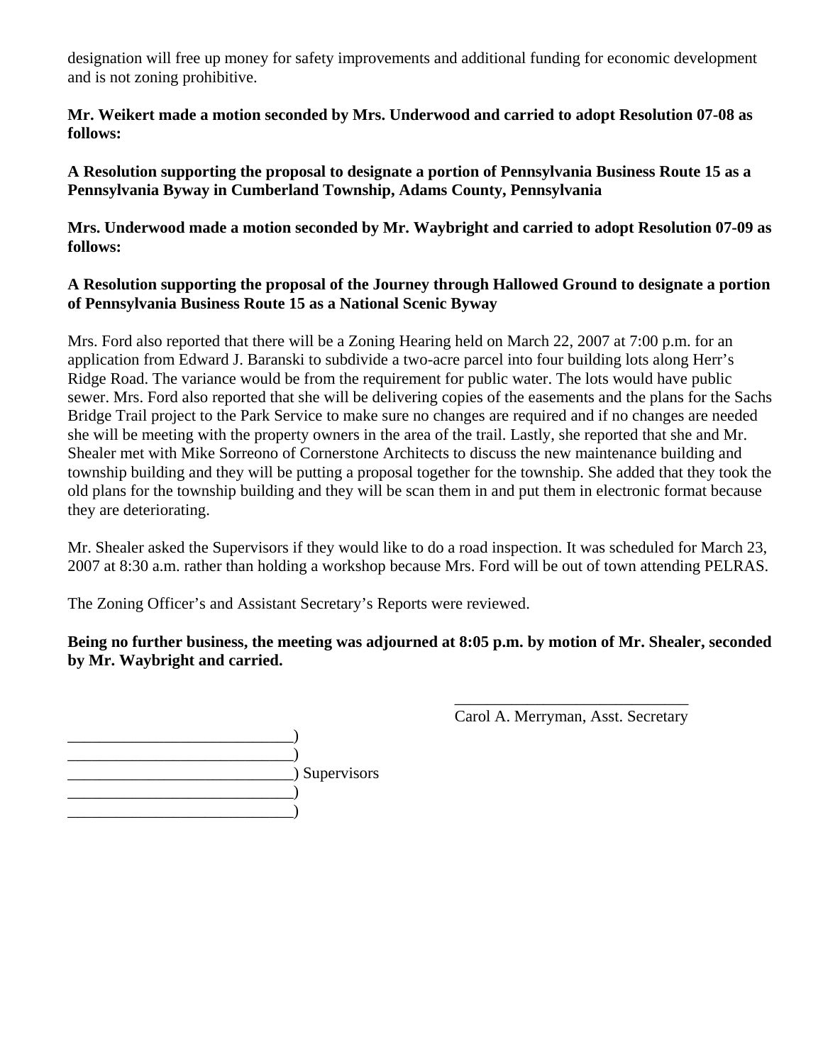designation will free up money for safety improvements and additional funding for economic development and is not zoning prohibitive.

**Mr. Weikert made a motion seconded by Mrs. Underwood and carried to adopt Resolution 07-08 as follows:**

**A Resolution supporting the proposal to designate a portion of Pennsylvania Business Route 15 as a Pennsylvania Byway in Cumberland Township, Adams County, Pennsylvania**

**Mrs. Underwood made a motion seconded by Mr. Waybright and carried to adopt Resolution 07-09 as follows:**

**A Resolution supporting the proposal of the Journey through Hallowed Ground to designate a portion of Pennsylvania Business Route 15 as a National Scenic Byway**

Mrs. Ford also reported that there will be a Zoning Hearing held on March 22, 2007 at 7:00 p.m. for an application from Edward J. Baranski to subdivide a two-acre parcel into four building lots along Herr's Ridge Road. The variance would be from the requirement for public water. The lots would have public sewer. Mrs. Ford also reported that she will be delivering copies of the easements and the plans for the Sachs Bridge Trail project to the Park Service to make sure no changes are required and if no changes are needed she will be meeting with the property owners in the area of the trail. Lastly, she reported that she and Mr. Shealer met with Mike Sorreono of Cornerstone Architects to discuss the new maintenance building and township building and they will be putting a proposal together for the township. She added that they took the old plans for the township building and they will be scan them in and put them in electronic format because they are deteriorating.

Mr. Shealer asked the Supervisors if they would like to do a road inspection. It was scheduled for March 23, 2007 at 8:30 a.m. rather than holding a workshop because Mrs. Ford will be out of town attending PELRAS.

The Zoning Officer's and Assistant Secretary's Reports were reviewed.

**Being no further business, the meeting was adjourned at 8:05 p.m. by motion of Mr. Shealer, seconded by Mr. Waybright and carried.**

_____________________________
Carol A. Merryman, Asst. Secretary

_____________________________)
_____________________________)
_____________________________) Supervisors
_____________________________)
_____________________________)